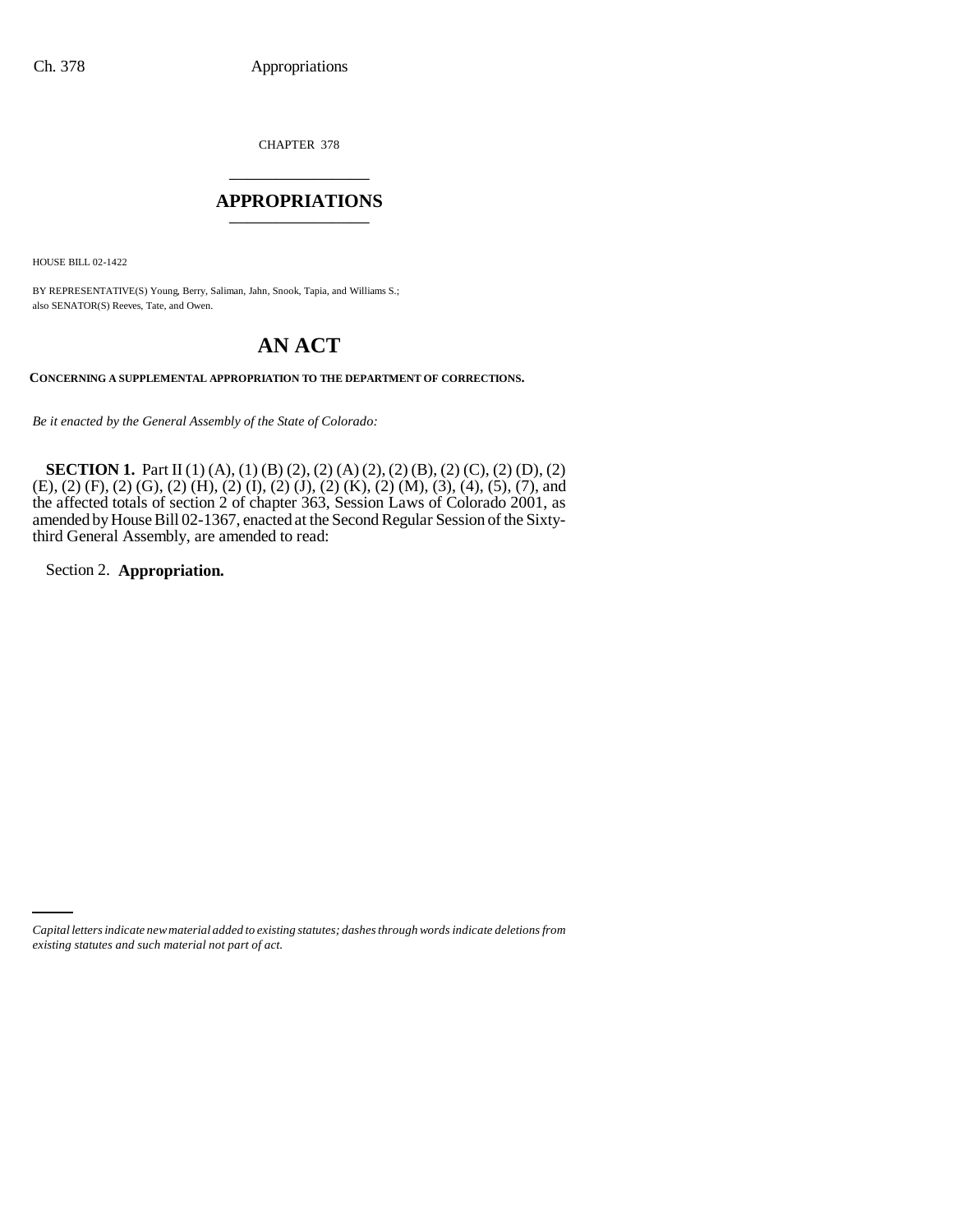CHAPTER 378

# APPROPRIATIONS

HOUSE BILL 02-1422

BY REPRESENTATIVE(S) Young, Berry, Saliman, Jahn, Snook, Tapia, and Williams S.;
also SENATOR(S) Reeves, Tate, and Owen.

## AN ACT

**CONCERNING A SUPPLEMENTAL APPROPRIATION TO THE DEPARTMENT OF CORRECTIONS.**

*Be it enacted by the General Assembly of the State of Colorado:*

**SECTION 1.** Part II (1) (A), (1) (B) (2), (2) (A) (2), (2) (B), (2) (C), (2) (D), (2) (E), (2) (F), (2) (G), (2) (H), (2) (I), (2) (J), (2) (K), (2) (M), (3), (4), (5), (7), and the affected totals of section 2 of chapter 363, Session Laws of Colorado 2001, as amended by House Bill 02-1367, enacted at the Second Regular Session of the Sixty-third General Assembly, are amended to read:

Section 2. **Appropriation.**

*Capital letters indicate new material added to existing statutes; dashes through words indicate deletions from existing statutes and such material not part of act.*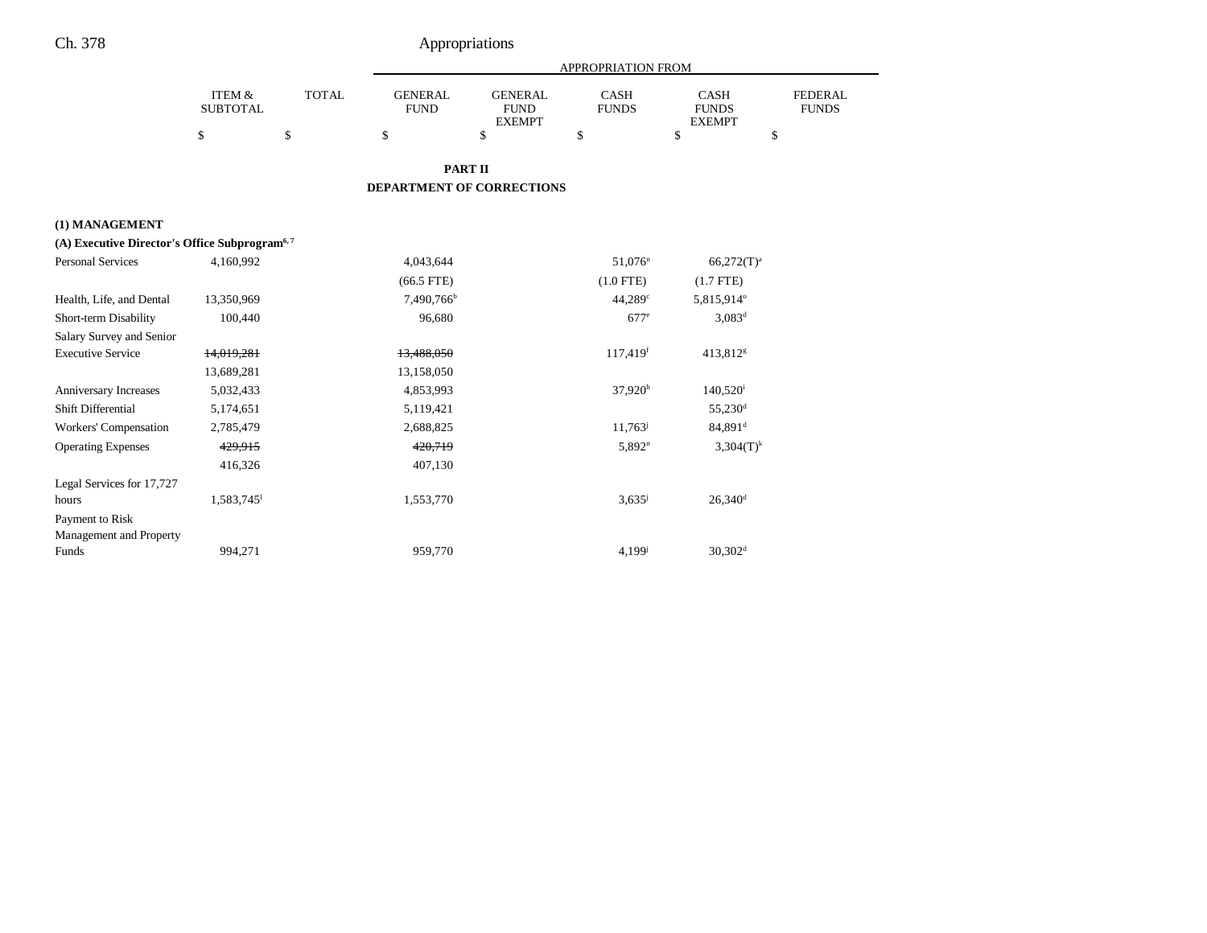## PART II

## DEPARTMENT OF CORRECTIONS

| | ITEM & SUBTOTAL | TOTAL | GENERAL FUND | GENERAL FUND EXEMPT | CASH FUNDS | CASH FUNDS EXEMPT | FEDERAL FUNDS |
|---|---|---|---|---|---|---|---|
| | | | | APPROPRIATION FROM | | | |
| | $ | $ | $ | $ | $ | $ | $ |
| **(1) MANAGEMENT** | | | | | | | |
| **(A) Executive Director's Office Subprogram**[6, 7] | | | | | | | |
| Personal Services | 4,160,992 | | 4,043,644 | | 51,076[n] | 66,272(T)[a] | |
| | | | (66.5 FTE) | | (1.0 FTE) | (1.7 FTE) | |
| Health, Life, and Dental | 13,350,969 | | 7,490,766[b] | | 44,289[c] | 5,815,914[o] | |
| Short-term Disability | 100,440 | | 96,680 | | 677[e] | 3,083[d] | |
| Salary Survey and Senior Executive Service | ~~14,019,281~~ | | ~~13,488,050~~ | | 117,419[f] | 413,812[g] | |
| | 13,689,281 | | 13,158,050 | | | | |
| Anniversary Increases | 5,032,433 | | 4,853,993 | | 37,920[h] | 140,520[i] | |
| Shift Differential | 5,174,651 | | 5,119,421 | | | 55,230[d] | |
| Workers' Compensation | 2,785,479 | | 2,688,825 | | 11,763[j] | 84,891[d] | |
| Operating Expenses | ~~429,915~~ | | ~~420,719~~ | | 5,892[n] | 3,304(T)[k] | |
| | 416,326 | | 407,130 | | | | |
| Legal Services for 17,727 hours | 1,583,745[l] | | 1,553,770 | | 3,635[j] | 26,340[d] | |
| Payment to Risk Management and Property Funds | 994,271 | | 959,770 | | 4,199[j] | 30,302[d] | |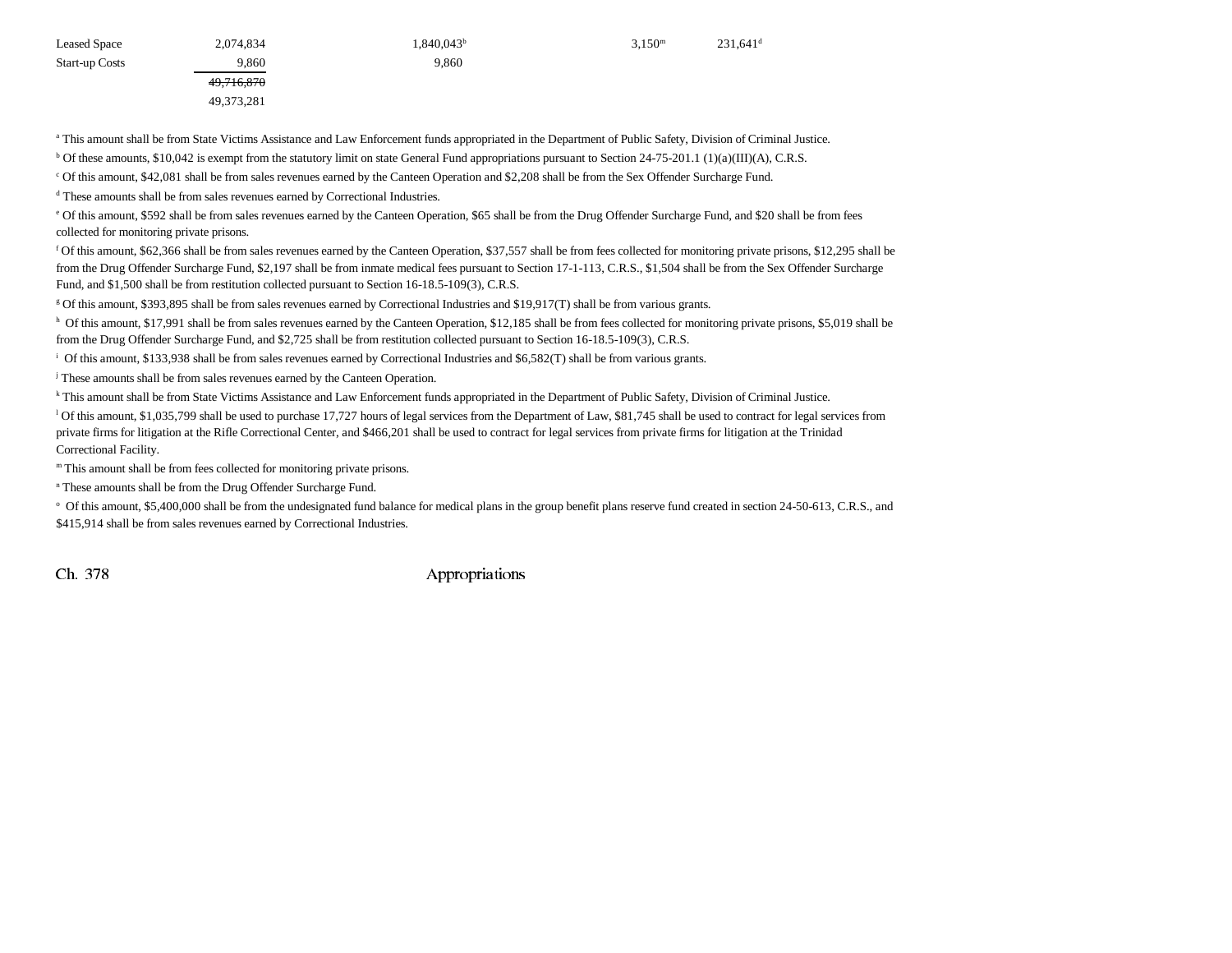| | | | | |
|---|---|---|---|---|
| Leased Space | 2,074,834 | 1,840,043[b] | 3,150[m] | 231,641[d] |
| Start-up Costs | 9,860 | 9,860 | | |
| | ~~49,716,870~~ | | | |
| | 49,373,281 | | | |

[a] This amount shall be from State Victims Assistance and Law Enforcement funds appropriated in the Department of Public Safety, Division of Criminal Justice.

[b] Of these amounts, $10,042 is exempt from the statutory limit on state General Fund appropriations pursuant to Section 24-75-201.1 (1)(a)(III)(A), C.R.S.

[c] Of this amount, $42,081 shall be from sales revenues earned by the Canteen Operation and $2,208 shall be from the Sex Offender Surcharge Fund.

[d] These amounts shall be from sales revenues earned by Correctional Industries.

[e] Of this amount, $592 shall be from sales revenues earned by the Canteen Operation, $65 shall be from the Drug Offender Surcharge Fund, and $20 shall be from fees collected for monitoring private prisons.

[f] Of this amount, $62,366 shall be from sales revenues earned by the Canteen Operation, $37,557 shall be from fees collected for monitoring private prisons, $12,295 shall be from the Drug Offender Surcharge Fund, $2,197 shall be from inmate medical fees pursuant to Section 17-1-113, C.R.S., $1,504 shall be from the Sex Offender Surcharge Fund, and $1,500 shall be from restitution collected pursuant to Section 16-18.5-109(3), C.R.S.

[g] Of this amount, $393,895 shall be from sales revenues earned by Correctional Industries and $19,917(T) shall be from various grants.

[h] Of this amount, $17,991 shall be from sales revenues earned by the Canteen Operation, $12,185 shall be from fees collected for monitoring private prisons, $5,019 shall be from the Drug Offender Surcharge Fund, and $2,725 shall be from restitution collected pursuant to Section 16-18.5-109(3), C.R.S.

[i] Of this amount, $133,938 shall be from sales revenues earned by Correctional Industries and $6,582(T) shall be from various grants.

[j] These amounts shall be from sales revenues earned by the Canteen Operation.

[k] This amount shall be from State Victims Assistance and Law Enforcement funds appropriated in the Department of Public Safety, Division of Criminal Justice.

[l] Of this amount, $1,035,799 shall be used to purchase 17,727 hours of legal services from the Department of Law, $81,745 shall be used to contract for legal services from private firms for litigation at the Rifle Correctional Center, and $466,201 shall be used to contract for legal services from private firms for litigation at the Trinidad Correctional Facility.

[m] This amount shall be from fees collected for monitoring private prisons.

[n] These amounts shall be from the Drug Offender Surcharge Fund.

[o] Of this amount, $5,400,000 shall be from the undesignated fund balance for medical plans in the group benefit plans reserve fund created in section 24-50-613, C.R.S., and $415,914 shall be from sales revenues earned by Correctional Industries.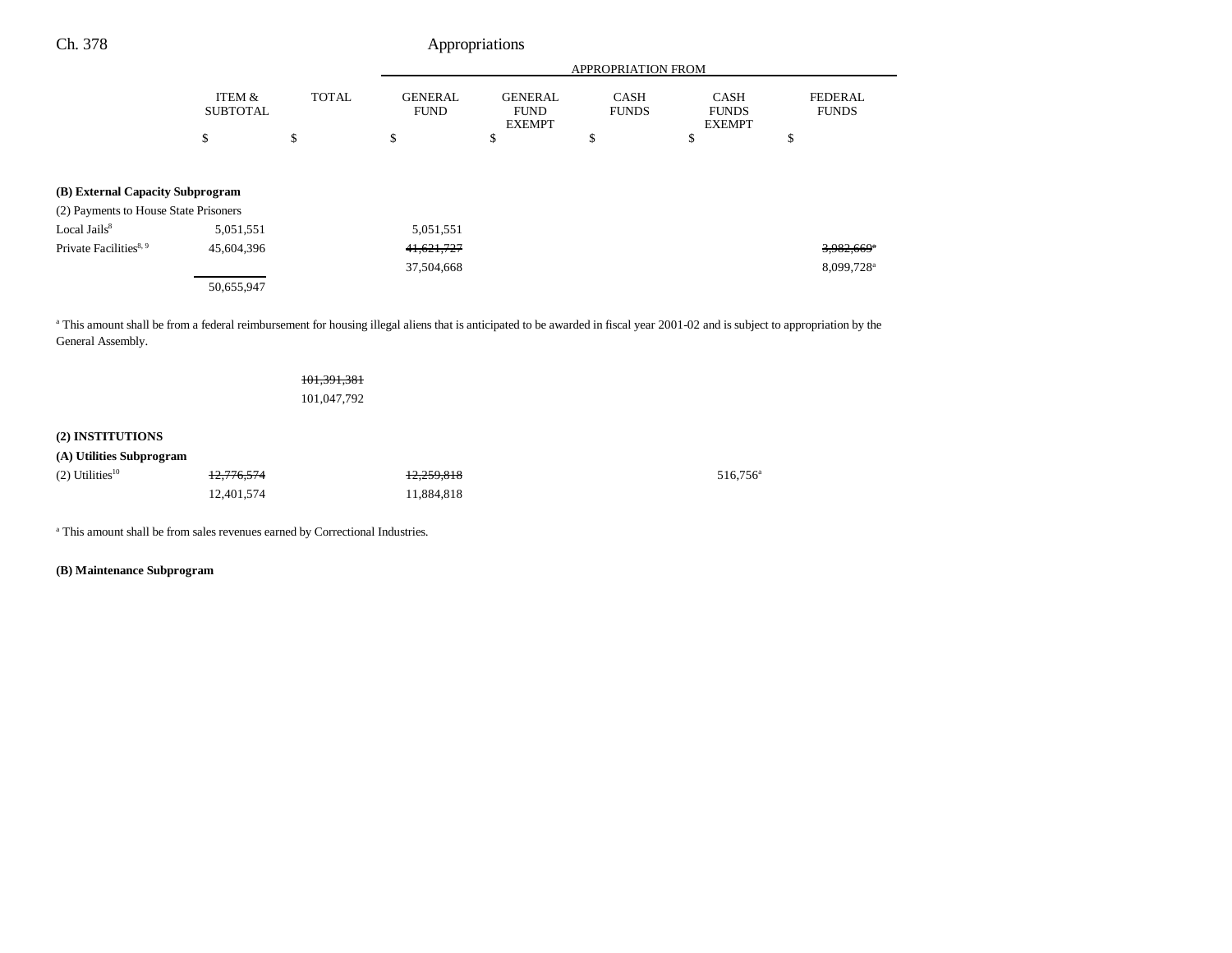|  | ITEM & SUBTOTAL | TOTAL | APPROPRIATION FROM GENERAL FUND | GENERAL FUND EXEMPT | CASH FUNDS | CASH FUNDS EXEMPT | FEDERAL FUNDS |
|---|---|---|---|---|---|---|---|
|  | $ | $ | $ | $ | $ | $ | $ |
| **(B) External Capacity Subprogram** |  |  |  |  |  |  |  |
| (2) Payments to House State Prisoners |  |  |  |  |  |  |  |
| Local Jails[8] | 5,051,551 |  | 5,051,551 |  |  |  |  |
| Private Facilities[8, 9] | 45,604,396 |  | ~~41,621,727~~ |  |  |  | ~~3,982,669~~[a] |
|  |  |  | 37,504,668 |  |  |  | 8,099,728[a] |
|  | 50,655,947 |  |  |  |  |  |  |

[a] This amount shall be from a federal reimbursement for housing illegal aliens that is anticipated to be awarded in fiscal year 2001-02 and is subject to appropriation by the General Assembly.

|  | ITEM & SUBTOTAL | TOTAL | GENERAL FUND | GENERAL FUND EXEMPT | CASH FUNDS | CASH FUNDS EXEMPT | FEDERAL FUNDS |
|---|---|---|---|---|---|---|---|
|  |  | ~~101,391,381~~ |  |  |  |  |  |
|  |  | 101,047,792 |  |  |  |  |  |
| **(2) INSTITUTIONS** |  |  |  |  |  |  |  |
| **(A) Utilities Subprogram** |  |  |  |  |  |  |  |
| (2) Utilities[10] | ~~12,776,574~~ |  | ~~12,259,818~~ |  |  | 516,756[a] |  |
|  | 12,401,574 |  | 11,884,818 |  |  |  |  |

[a] This amount shall be from sales revenues earned by Correctional Industries.

**(B) Maintenance Subprogram**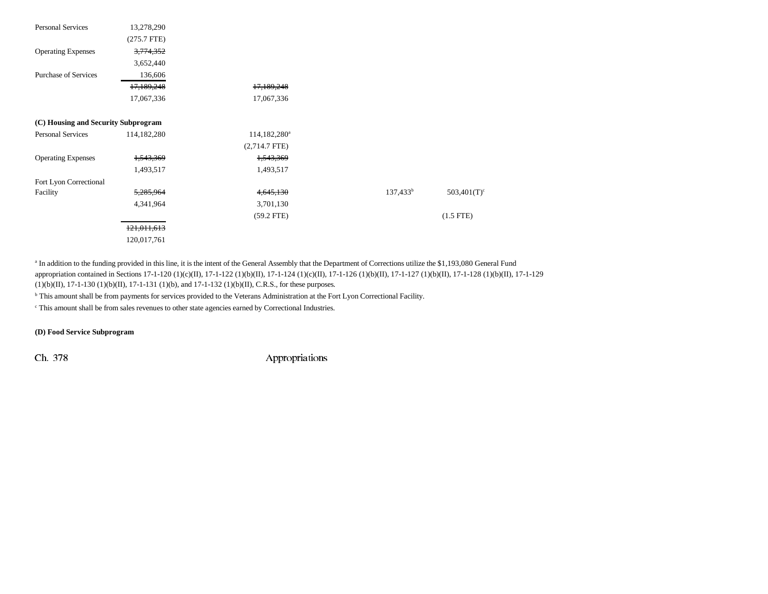| | | | | | |
|---|---|---|---|---|---|
| Personal Services | 13,278,290 | | | | |
| | (275.7 FTE) | | | | |
| Operating Expenses | ~~3,774,352~~ | | | | |
| | 3,652,440 | | | | |
| Purchase of Services | 136,606 | | | | |
| | ~~17,189,248~~ | ~~17,189,248~~ | | | |
| | 17,067,336 | 17,067,336 | | | |

**(C) Housing and Security Subprogram**

| | | | | | |
|---|---|---|---|---|---|
| Personal Services | 114,182,280 | 114,182,280[a] | | | |
| | | (2,714.7 FTE) | | | |
| Operating Expenses | ~~1,543,369~~ | ~~1,543,369~~ | | | |
| | 1,493,517 | 1,493,517 | | | |
| Fort Lyon Correctional Facility | ~~5,285,964~~ | ~~4,645,130~~ | | 137,433[b] | 503,401(T)[c] |
| | 4,341,964 | 3,701,130 | | | |
| | | (59.2 FTE) | | | (1.5 FTE) |
| | ~~121,011,613~~ | | | | |
| | 120,017,761 | | | | |

[a] In addition to the funding provided in this line, it is the intent of the General Assembly that the Department of Corrections utilize the $1,193,080 General Fund appropriation contained in Sections 17-1-120 (1)(c)(II), 17-1-122 (1)(b)(II), 17-1-124 (1)(c)(II), 17-1-126 (1)(b)(II), 17-1-127 (1)(b)(II), 17-1-128 (1)(b)(II), 17-1-129 (1)(b)(II), 17-1-130 (1)(b)(II), 17-1-131 (1)(b), and 17-1-132 (1)(b)(II), C.R.S., for these purposes.

[b] This amount shall be from payments for services provided to the Veterans Administration at the Fort Lyon Correctional Facility.

[c] This amount shall be from sales revenues to other state agencies earned by Correctional Industries.

**(D) Food Service Subprogram**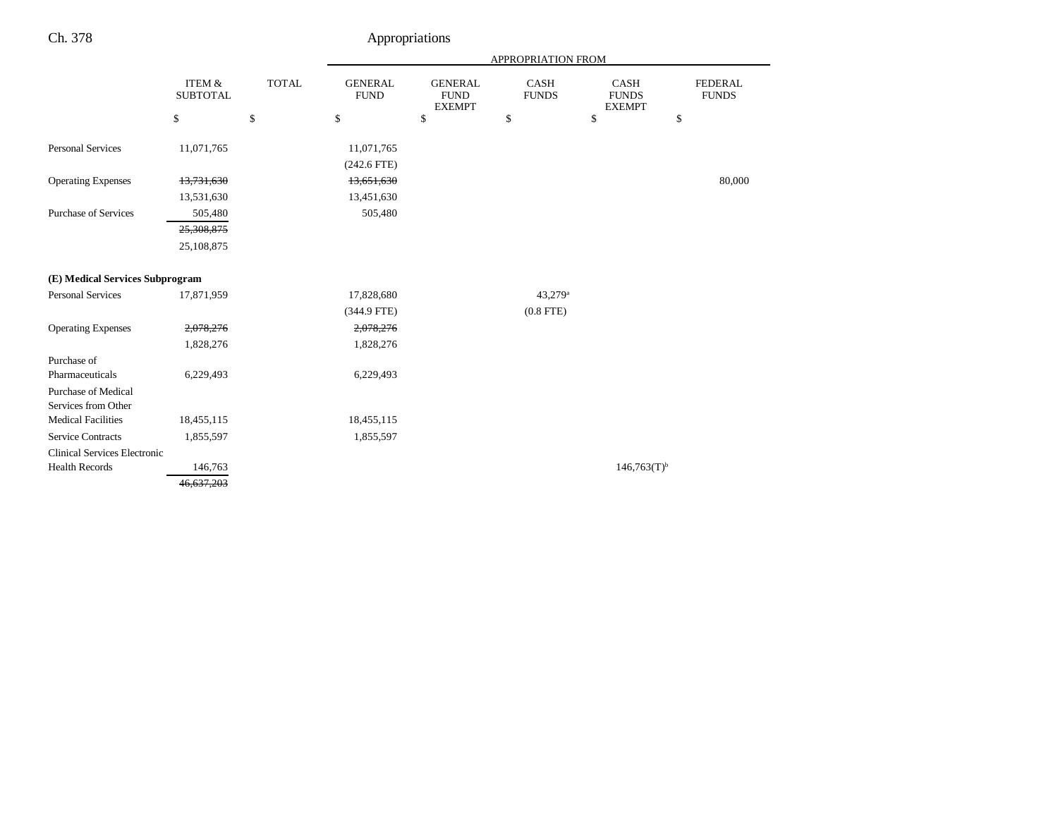| | ITEM & SUBTOTAL | TOTAL | GENERAL FUND | GENERAL FUND EXEMPT | CASH FUNDS | CASH FUNDS EXEMPT | FEDERAL FUNDS |
|---|---|---|---|---|---|---|---|
| | | | APPROPRIATION FROM | | | | |
| | $ | $ | $ | $ | $ | $ | $ |
| Personal Services | 11,071,765 | | 11,071,765 | | | | |
| | | | (242.6 FTE) | | | | |
| Operating Expenses | ~~13,731,630~~ | | ~~13,651,630~~ | | | | 80,000 |
| | 13,531,630 | | 13,451,630 | | | | |
| Purchase of Services | 505,480 | | 505,480 | | | | |
| | ~~25,308,875~~ | | | | | | |
| | 25,108,875 | | | | | | |
| **(E) Medical Services Subprogram** | | | | | | | |
| Personal Services | 17,871,959 | | 17,828,680 | | 43,279[a] | | |
| | | | (344.9 FTE) | | (0.8 FTE) | | |
| Operating Expenses | ~~2,078,276~~ | | ~~2,078,276~~ | | | | |
| | 1,828,276 | | 1,828,276 | | | | |
| Purchase of Pharmaceuticals | 6,229,493 | | 6,229,493 | | | | |
| Purchase of Medical Services from Other Medical Facilities | 18,455,115 | | 18,455,115 | | | | |
| Service Contracts | 1,855,597 | | 1,855,597 | | | | |
| Clinical Services Electronic Health Records | 146,763 | | | | | 146,763(T)[b] | |
| | ~~46,637,203~~ | | | | | | |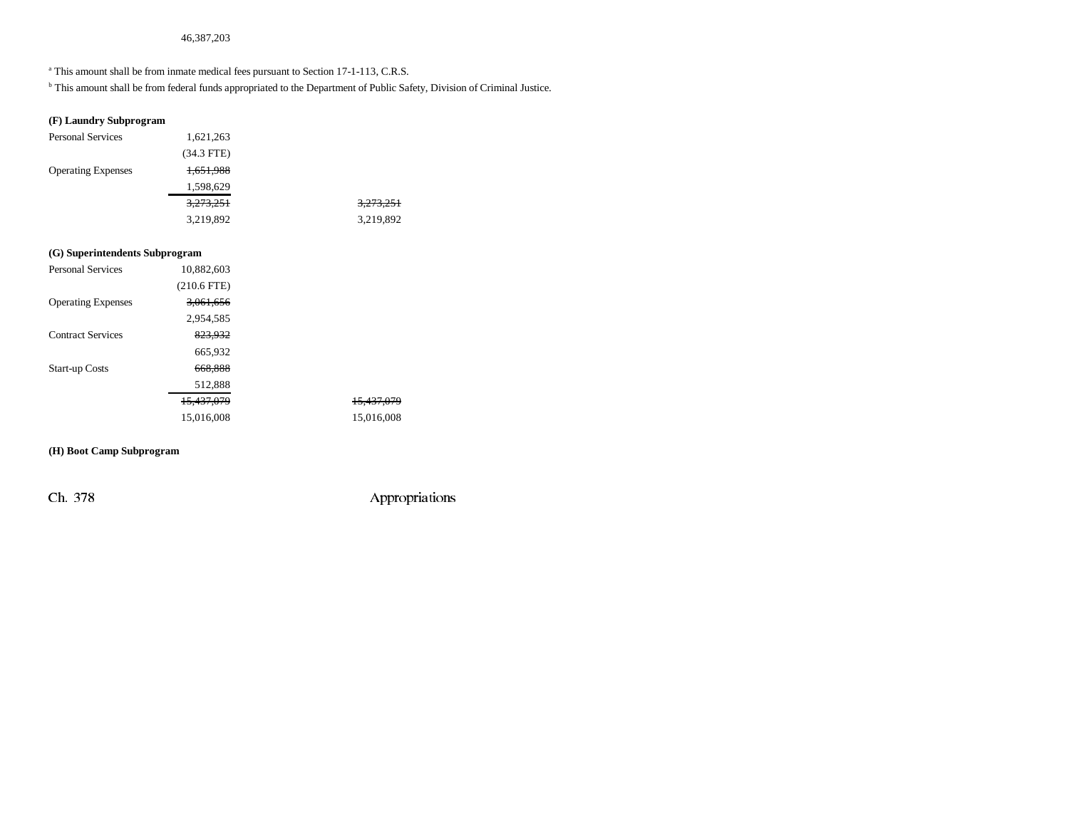46,387,203

[a] This amount shall be from inmate medical fees pursuant to Section 17-1-113, C.R.S.

[b] This amount shall be from federal funds appropriated to the Department of Public Safety, Division of Criminal Justice.

**(F) Laundry Subprogram**

| | | |
|---|---|---|
| Personal Services | 1,621,263 | |
| | (34.3 FTE) | |
| Operating Expenses | ~~1,651,988~~ | |
| | 1,598,629 | |
| | ~~3,273,251~~ | ~~3,273,251~~ |
| | 3,219,892 | 3,219,892 |

**(G) Superintendents Subprogram**

| | | |
|---|---|---|
| Personal Services | 10,882,603 | |
| | (210.6 FTE) | |
| Operating Expenses | ~~3,061,656~~ | |
| | 2,954,585 | |
| Contract Services | ~~823,932~~ | |
| | 665,932 | |
| Start-up Costs | ~~668,888~~ | |
| | 512,888 | |
| | ~~15,437,079~~ | ~~15,437,079~~ |
| | 15,016,008 | 15,016,008 |

**(H) Boot Camp Subprogram**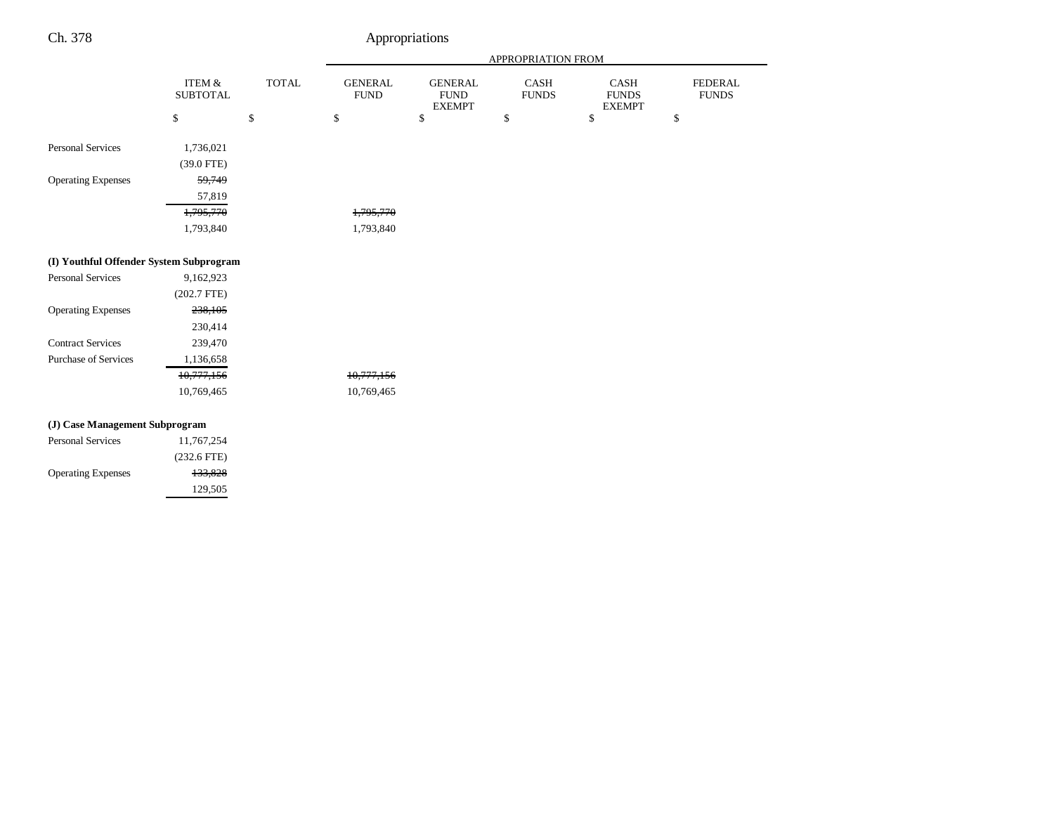| | ITEM & SUBTOTAL | TOTAL | GENERAL FUND | GENERAL FUND EXEMPT | CASH FUNDS | CASH FUNDS EXEMPT | FEDERAL FUNDS |
|---|---|---|---|---|---|---|---|
| | | | APPROPRIATION FROM | | | | |
| | $ | $ | $ | $ | $ | $ | $ |
| Personal Services | 1,736,021 | | | | | | |
| | (39.0 FTE) | | | | | | |
| Operating Expenses | ~~59,749~~ | | | | | | |
| | 57,819 | | | | | | |
| | ~~1,795,770~~ | | ~~1,795,770~~ | | | | |
| | 1,793,840 | | 1,793,840 | | | | |
| **(I) Youthful Offender System Subprogram** | | | | | | | |
| Personal Services | 9,162,923 | | | | | | |
| | (202.7 FTE) | | | | | | |
| Operating Expenses | ~~238,105~~ | | | | | | |
| | 230,414 | | | | | | |
| Contract Services | 239,470 | | | | | | |
| Purchase of Services | 1,136,658 | | | | | | |
| | ~~10,777,156~~ | | ~~10,777,156~~ | | | | |
| | 10,769,465 | | 10,769,465 | | | | |
| **(J) Case Management Subprogram** | | | | | | | |
| Personal Services | 11,767,254 | | | | | | |
| | (232.6 FTE) | | | | | | |
| Operating Expenses | ~~133,828~~ | | | | | | |
| | 129,505 | | | | | | |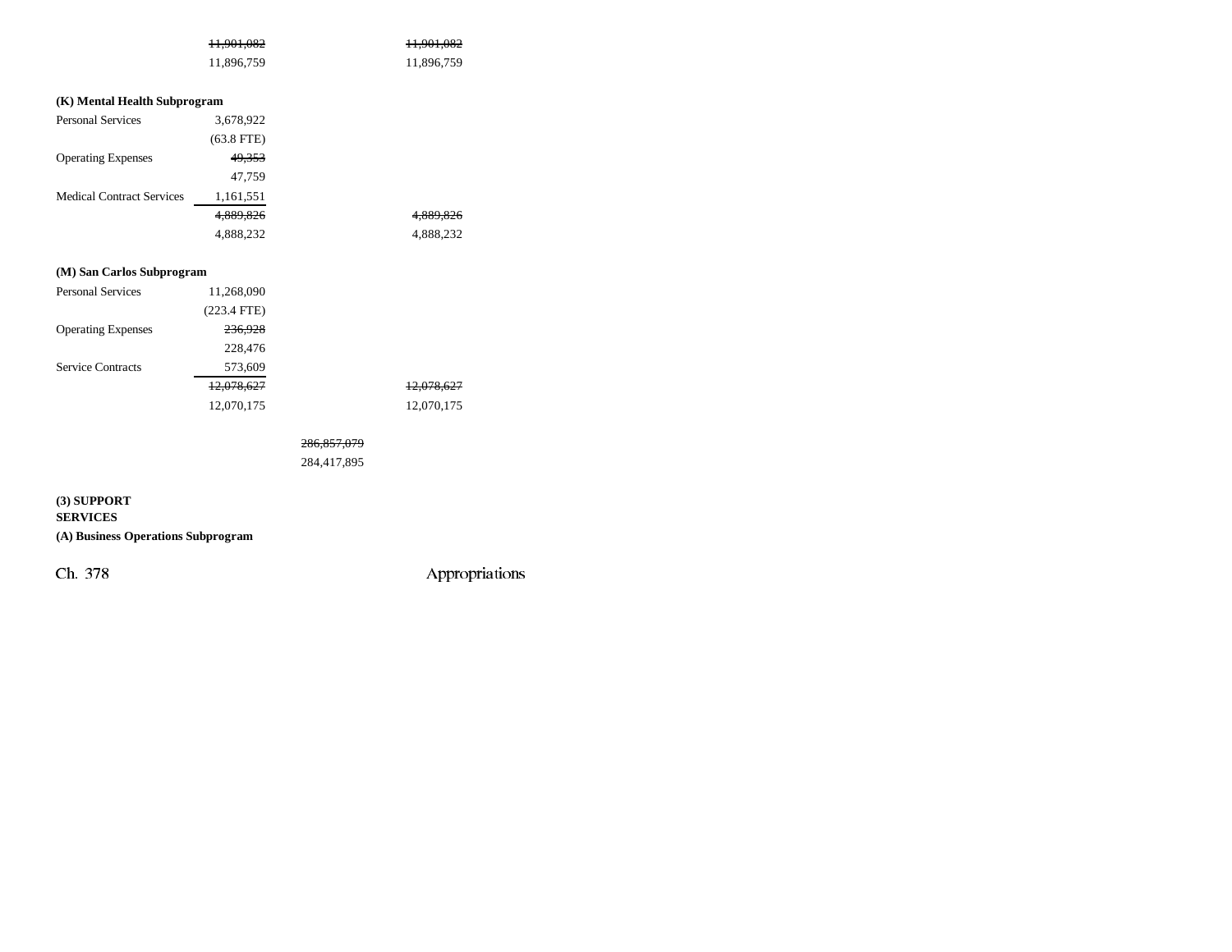| | | | |
|---|---|---|---|
| | ~~11,901,082~~ | | ~~11,901,082~~ |
| | 11,896,759 | | 11,896,759 |
| **(K) Mental Health Subprogram** | | | |
| Personal Services | 3,678,922 | | |
| | (63.8 FTE) | | |
| Operating Expenses | ~~49,353~~ | | |
| | 47,759 | | |
| Medical Contract Services | 1,161,551 | | |
| | ~~4,889,826~~ | | ~~4,889,826~~ |
| | 4,888,232 | | 4,888,232 |
| **(M) San Carlos Subprogram** | | | |
| Personal Services | 11,268,090 | | |
| | (223.4 FTE) | | |
| Operating Expenses | ~~236,928~~ | | |
| | 228,476 | | |
| Service Contracts | 573,609 | | |
| | ~~12,078,627~~ | | ~~12,078,627~~ |
| | 12,070,175 | | 12,070,175 |
| | | ~~286,857,079~~ | |
| | | 284,417,895 | |

**(3) SUPPORT SERVICES**

**(A) Business Operations Subprogram**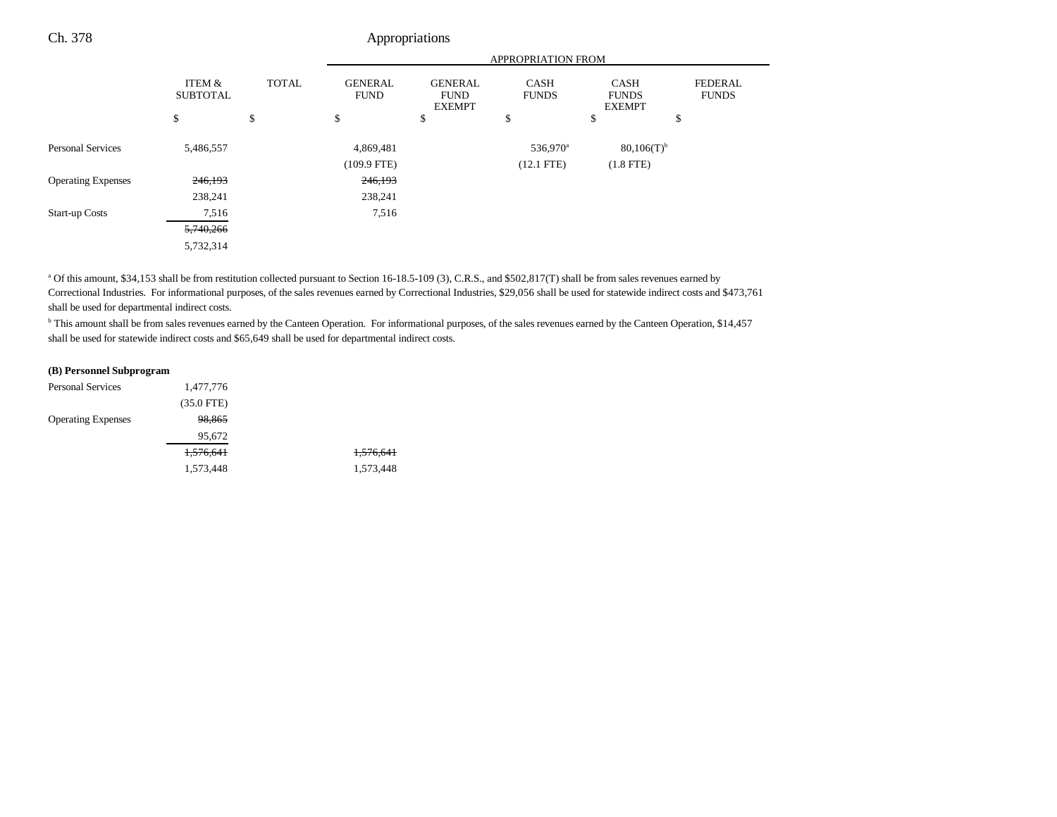| | ITEM & SUBTOTAL | TOTAL | GENERAL FUND | GENERAL FUND EXEMPT | CASH FUNDS | CASH FUNDS EXEMPT | FEDERAL FUNDS |
|---|---|---|---|---|---|---|---|
| | | | APPROPRIATION FROM | | | | |
| | $ | $ | $ | $ | $ | $ | $ |
| Personal Services | 5,486,557 | | 4,869,481 | | 536,970[a] | 80,106(T)[b] | |
| | | | (109.9 FTE) | | (12.1 FTE) | (1.8 FTE) | |
| Operating Expenses | ~~246,193~~ | | ~~246,193~~ | | | | |
| | 238,241 | | 238,241 | | | | |
| Start-up Costs | 7,516 | | 7,516 | | | | |
| | ~~5,740,266~~ | | | | | | |
| | 5,732,314 | | | | | | |

[a] Of this amount, $34,153 shall be from restitution collected pursuant to Section 16-18.5-109 (3), C.R.S., and $502,817(T) shall be from sales revenues earned by Correctional Industries. For informational purposes, of the sales revenues earned by Correctional Industries, $29,056 shall be used for statewide indirect costs and $473,761 shall be used for departmental indirect costs.

[b] This amount shall be from sales revenues earned by the Canteen Operation. For informational purposes, of the sales revenues earned by the Canteen Operation, $14,457 shall be used for statewide indirect costs and $65,649 shall be used for departmental indirect costs.

**(B) Personnel Subprogram**

| | ITEM & SUBTOTAL | TOTAL | GENERAL FUND | GENERAL FUND EXEMPT | CASH FUNDS | CASH FUNDS EXEMPT | FEDERAL FUNDS |
|---|---|---|---|---|---|---|---|
| Personal Services | 1,477,776 | | | | | | |
| | (35.0 FTE) | | | | | | |
| Operating Expenses | ~~98,865~~ | | | | | | |
| | 95,672 | | | | | | |
| | ~~1,576,641~~ | | ~~1,576,641~~ | | | | |
| | 1,573,448 | | 1,573,448 | | | | |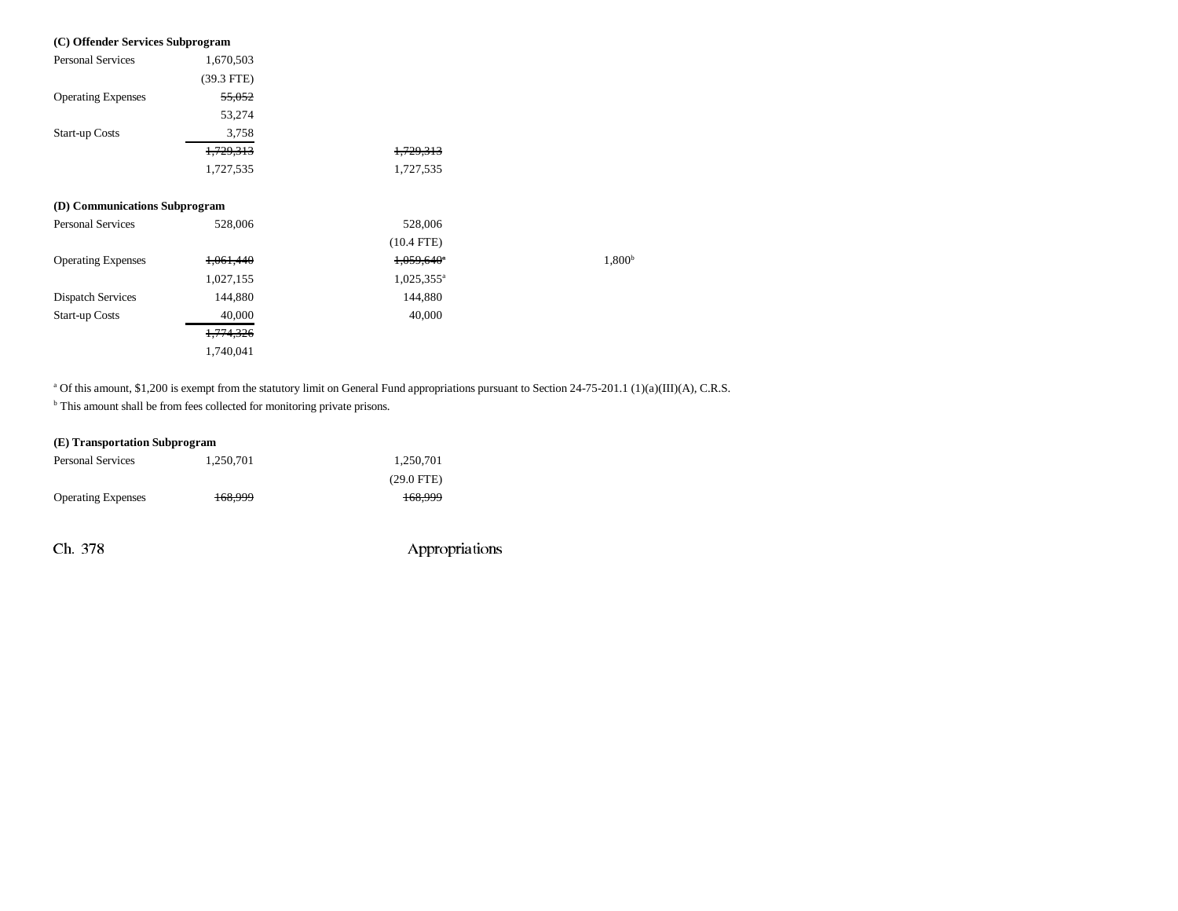**(C) Offender Services Subprogram**

| | | | | |
|---|---|---|---|---|
| Personal Services | 1,670,503 | | | |
| | (39.3 FTE) | | | |
| Operating Expenses | ~~55,052~~ | | | |
| | 53,274 | | | |
| Start-up Costs | 3,758 | | | |
| | ~~1,729,313~~ | ~~1,729,313~~ | | |
| | 1,727,535 | 1,727,535 | | |

**(D) Communications Subprogram**

| | | | | |
|---|---|---|---|---|
| Personal Services | 528,006 | 528,006 | | |
| | | (10.4 FTE) | | |
| Operating Expenses | ~~1,061,440~~ | ~~1,059,640~~[a] | | 1,800[b] |
| | 1,027,155 | 1,025,355[a] | | |
| Dispatch Services | 144,880 | 144,880 | | |
| Start-up Costs | 40,000 | 40,000 | | |
| | ~~1,774,326~~ | | | |
| | 1,740,041 | | | |

[a] Of this amount, $1,200 is exempt from the statutory limit on General Fund appropriations pursuant to Section 24-75-201.1 (1)(a)(III)(A), C.R.S.

[b] This amount shall be from fees collected for monitoring private prisons.

**(E) Transportation Subprogram**

| | | | | |
|---|---|---|---|---|
| Personal Services | 1,250,701 | 1,250,701 | | |
| | | (29.0 FTE) | | |
| Operating Expenses | ~~168,999~~ | ~~168,999~~ | | |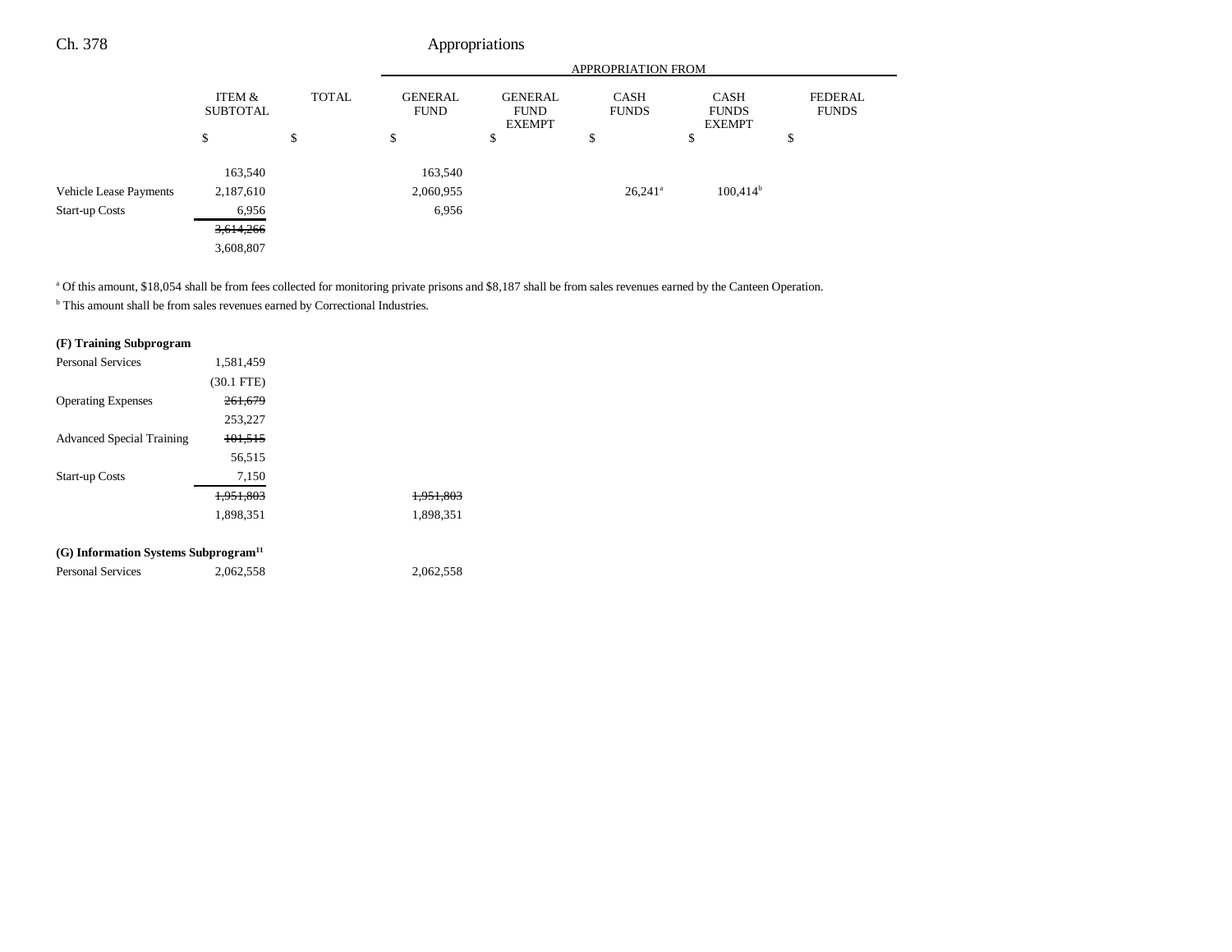| | ITEM & SUBTOTAL | TOTAL | GENERAL FUND | GENERAL FUND EXEMPT | CASH FUNDS | CASH FUNDS EXEMPT | FEDERAL FUNDS |
|---|---|---|---|---|---|---|---|
| | $ | $ | $ | $ | $ | $ | $ |
| | 163,540 | | 163,540 | | | | |
| Vehicle Lease Payments | 2,187,610 | | 2,060,955 | | 26,241[a] | 100,414[b] | |
| Start-up Costs | 6,956 | | 6,956 | | | | |
| | ~~3,614,266~~ | | | | | | |
| | 3,608,807 | | | | | | |

[a] Of this amount, $18,054 shall be from fees collected for monitoring private prisons and $8,187 shall be from sales revenues earned by the Canteen Operation.

[b] This amount shall be from sales revenues earned by Correctional Industries.

**(F) Training Subprogram**

| | ITEM & SUBTOTAL | TOTAL | GENERAL FUND | GENERAL FUND EXEMPT | CASH FUNDS | CASH FUNDS EXEMPT | FEDERAL FUNDS |
|---|---|---|---|---|---|---|---|
| Personal Services | 1,581,459 | | | | | | |
| | (30.1 FTE) | | | | | | |
| Operating Expenses | ~~261,679~~ | | | | | | |
| | 253,227 | | | | | | |
| Advanced Special Training | ~~101,515~~ | | | | | | |
| | 56,515 | | | | | | |
| Start-up Costs | 7,150 | | | | | | |
| | ~~1,951,803~~ | | ~~1,951,803~~ | | | | |
| | 1,898,351 | | 1,898,351 | | | | |

**(G) Information Systems Subprogram[11]**

| | ITEM & SUBTOTAL | TOTAL | GENERAL FUND | GENERAL FUND EXEMPT | CASH FUNDS | CASH FUNDS EXEMPT | FEDERAL FUNDS |
|---|---|---|---|---|---|---|---|
| Personal Services | 2,062,558 | | 2,062,558 | | | | |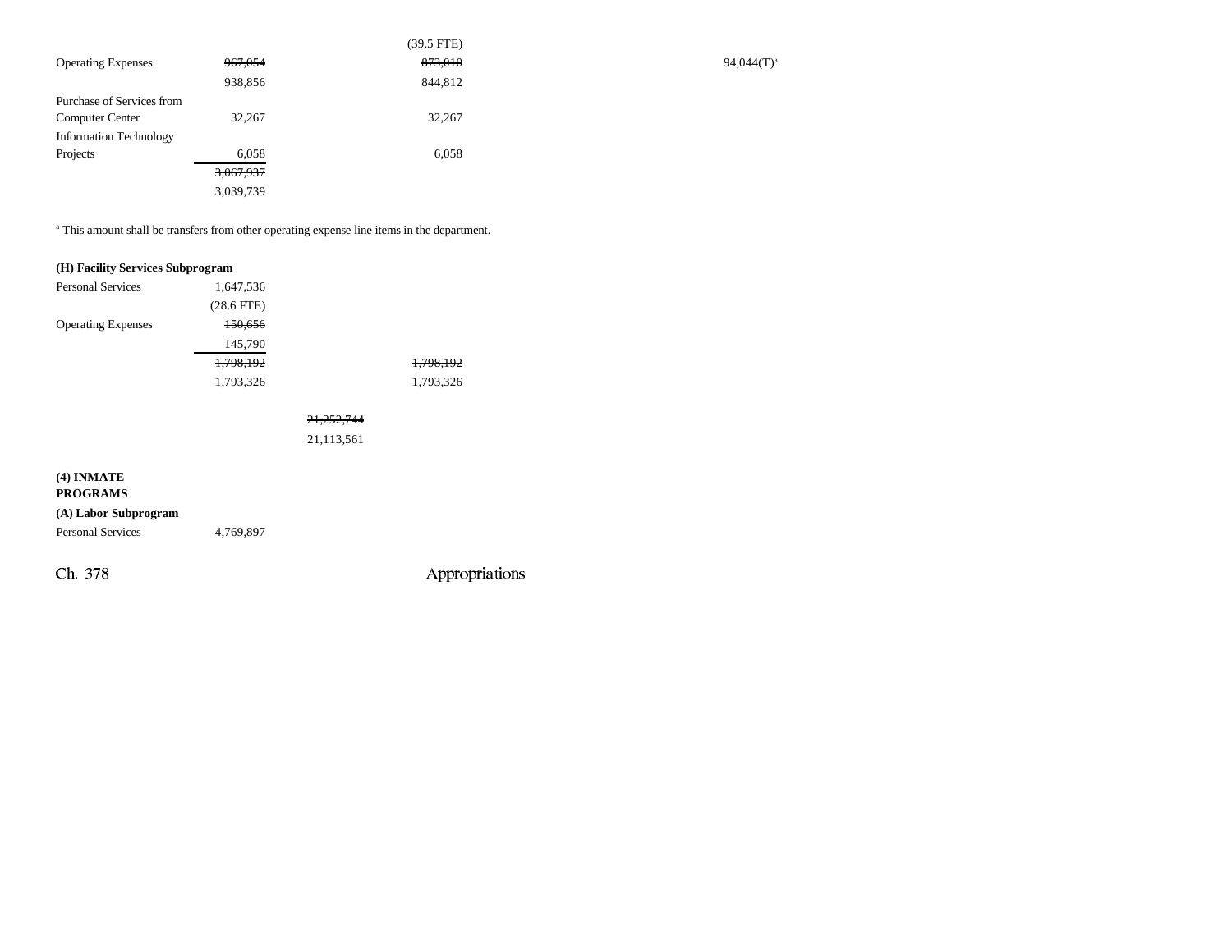| | | | | | |
|---|---|---|---|---|---|
| | | | (39.5 FTE) | | |
| Operating Expenses | ~~967,054~~ | | ~~873,010~~ | | 94,044(T)[a] |
| | 938,856 | | 844,812 | | |
| Purchase of Services from Computer Center | 32,267 | | 32,267 | | |
| Information Technology Projects | 6,058 | | 6,058 | | |
| | ~~3,067,937~~ | | | | |
| | 3,039,739 | | | | |

[a] This amount shall be transfers from other operating expense line items in the department.

**(H) Facility Services Subprogram**

| | | | | | |
|---|---|---|---|---|---|
| Personal Services | 1,647,536 | | | | |
| | (28.6 FTE) | | | | |
| Operating Expenses | ~~150,656~~ | | | | |
| | 145,790 | | | | |
| | ~~1,798,192~~ | | ~~1,798,192~~ | | |
| | 1,793,326 | | 1,793,326 | | |
| | | ~~21,252,744~~ | | | |
| | | 21,113,561 | | | |

**(4) INMATE PROGRAMS**

**(A) Labor Subprogram**

| | | | | | |
|---|---|---|---|---|---|
| Personal Services | 4,769,897 | | | | |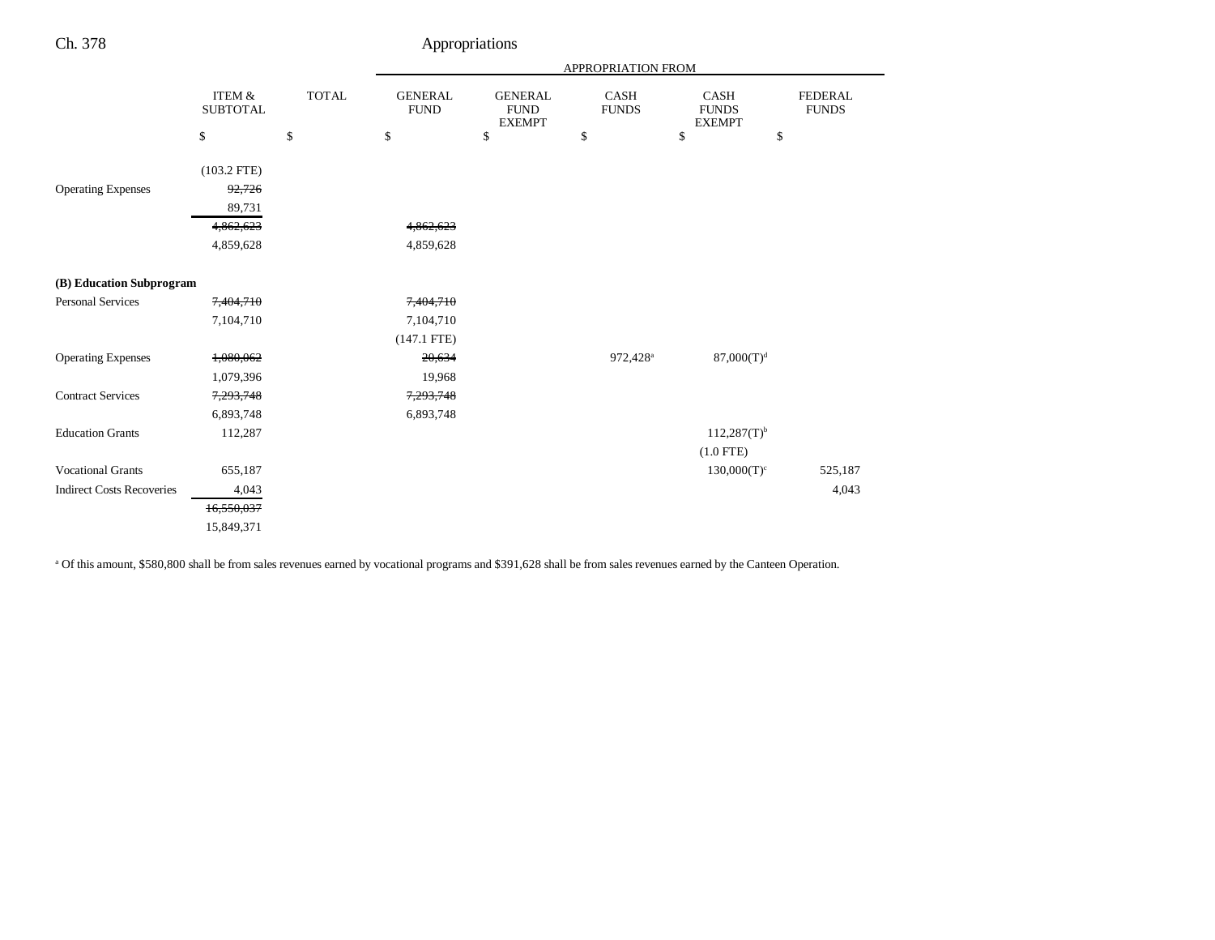| | ITEM & SUBTOTAL | TOTAL | GENERAL FUND | GENERAL FUND EXEMPT | CASH FUNDS | CASH FUNDS EXEMPT | FEDERAL FUNDS |
|---|---|---|---|---|---|---|---|
| | | | APPROPRIATION FROM | | | | |
| | $ | $ | $ | $ | $ | $ | $ |
| | (103.2 FTE) | | | | | | |
| Operating Expenses | ~~92,726~~ | | | | | | |
| | 89,731 | | | | | | |
| | ~~4,862,623~~ | | ~~4,862,623~~ | | | | |
| | 4,859,628 | | 4,859,628 | | | | |
| **(B) Education Subprogram** | | | | | | | |
| Personal Services | ~~7,404,710~~ | | ~~7,404,710~~ | | | | |
| | 7,104,710 | | 7,104,710 | | | | |
| | | | (147.1 FTE) | | | | |
| Operating Expenses | ~~1,080,062~~ | | ~~20,634~~ | | 972,428[a] | 87,000(T)[d] | |
| | 1,079,396 | | 19,968 | | | | |
| Contract Services | ~~7,293,748~~ | | ~~7,293,748~~ | | | | |
| | 6,893,748 | | 6,893,748 | | | | |
| Education Grants | 112,287 | | | | | 112,287(T)[b] | |
| | | | | | | (1.0 FTE) | |
| Vocational Grants | 655,187 | | | | | 130,000(T)[c] | 525,187 |
| Indirect Costs Recoveries | 4,043 | | | | | | 4,043 |
| | ~~16,550,037~~ | | | | | | |
| | 15,849,371 | | | | | | |

[a] Of this amount, $580,800 shall be from sales revenues earned by vocational programs and $391,628 shall be from sales revenues earned by the Canteen Operation.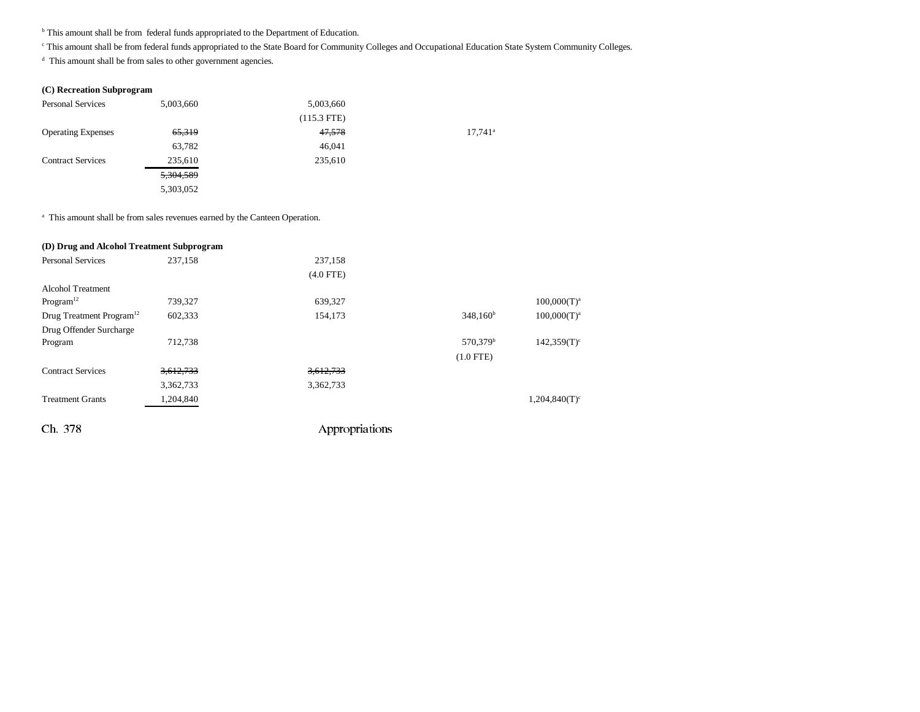[b] This amount shall be from federal funds appropriated to the Department of Education.

[c] This amount shall be from federal funds appropriated to the State Board for Community Colleges and Occupational Education State System Community Colleges.

[d] This amount shall be from sales to other government agencies.

**(C) Recreation Subprogram**

| | | | | |
|---|---|---|---|---|
| Personal Services | 5,003,660 | 5,003,660 | | |
| | | (115.3 FTE) | | |
| Operating Expenses | ~~65,319~~ | ~~47,578~~ | 17,741[a] | |
| | 63,782 | 46,041 | | |
| Contract Services | 235,610 | 235,610 | | |
| | ~~5,304,589~~ | | | |
| | 5,303,052 | | | |

[a] This amount shall be from sales revenues earned by the Canteen Operation.

**(D) Drug and Alcohol Treatment Subprogram**

| | | | | |
|---|---|---|---|---|
| Personal Services | 237,158 | 237,158 | | |
| | | (4.0 FTE) | | |
| Alcohol Treatment Program[12] | 739,327 | 639,327 | | 100,000(T)[a] |
| Drug Treatment Program[12] | 602,333 | 154,173 | 348,160[b] | 100,000(T)[a] |
| Drug Offender Surcharge Program | 712,738 | | 570,379[b] | 142,359(T)[c] |
| | | | (1.0 FTE) | |
| Contract Services | ~~3,612,733~~ | ~~3,612,733~~ | | |
| | 3,362,733 | 3,362,733 | | |
| Treatment Grants | 1,204,840 | | | 1,204,840(T)[c] |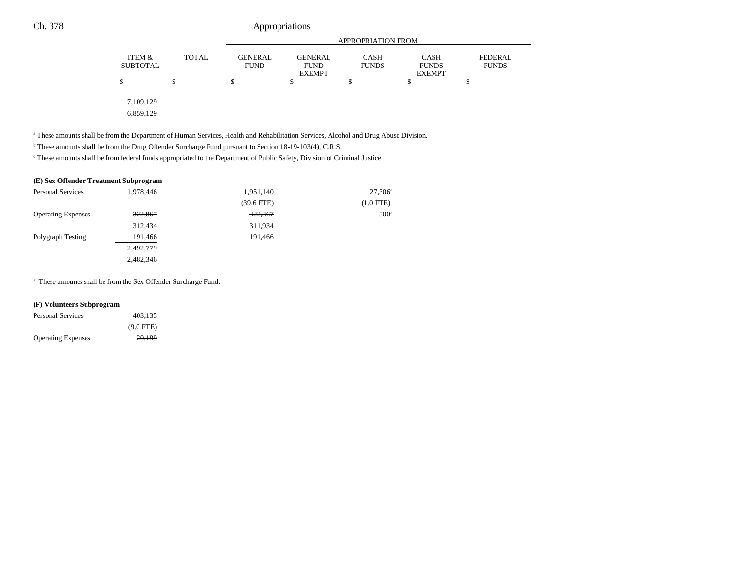| | ITEM & SUBTOTAL | TOTAL | APPROPRIATION FROM GENERAL FUND | GENERAL FUND EXEMPT | CASH FUNDS | CASH FUNDS EXEMPT | FEDERAL FUNDS |
|---|---|---|---|---|---|---|---|
| | $ | $ | $ | $ | $ | $ | $ |
| | ~~7,109,129~~ | | | | | | |
| | 6,859,129 | | | | | | |

[a] These amounts shall be from the Department of Human Services, Health and Rehabilitation Services, Alcohol and Drug Abuse Division.

[b] These amounts shall be from the Drug Offender Surcharge Fund pursuant to Section 18-19-103(4), C.R.S.

[c] These amounts shall be from federal funds appropriated to the Department of Public Safety, Division of Criminal Justice.

**(E) Sex Offender Treatment Subprogram**

| | ITEM & SUBTOTAL | TOTAL | GENERAL FUND | GENERAL FUND EXEMPT | CASH FUNDS | CASH FUNDS EXEMPT | FEDERAL FUNDS |
|---|---|---|---|---|---|---|---|
| Personal Services | 1,978,446 | | 1,951,140 | | 27,306[a] | | |
| | | | (39.6 FTE) | | (1.0 FTE) | | |
| Operating Expenses | ~~322,867~~ | | ~~322,367~~ | | 500[a] | | |
| | 312,434 | | 311,934 | | | | |
| Polygraph Testing | 191,466 | | 191,466 | | | | |
| | ~~2,492,779~~ | | | | | | |
| | 2,482,346 | | | | | | |

[a] These amounts shall be from the Sex Offender Surcharge Fund.

**(F) Volunteers Subprogram**

| | ITEM & SUBTOTAL | TOTAL | GENERAL FUND | GENERAL FUND EXEMPT | CASH FUNDS | CASH FUNDS EXEMPT | FEDERAL FUNDS |
|---|---|---|---|---|---|---|---|
| Personal Services | 403,135 | | | | | | |
| | (9.0 FTE) | | | | | | |
| Operating Expenses | ~~20,199~~ | | | | | | |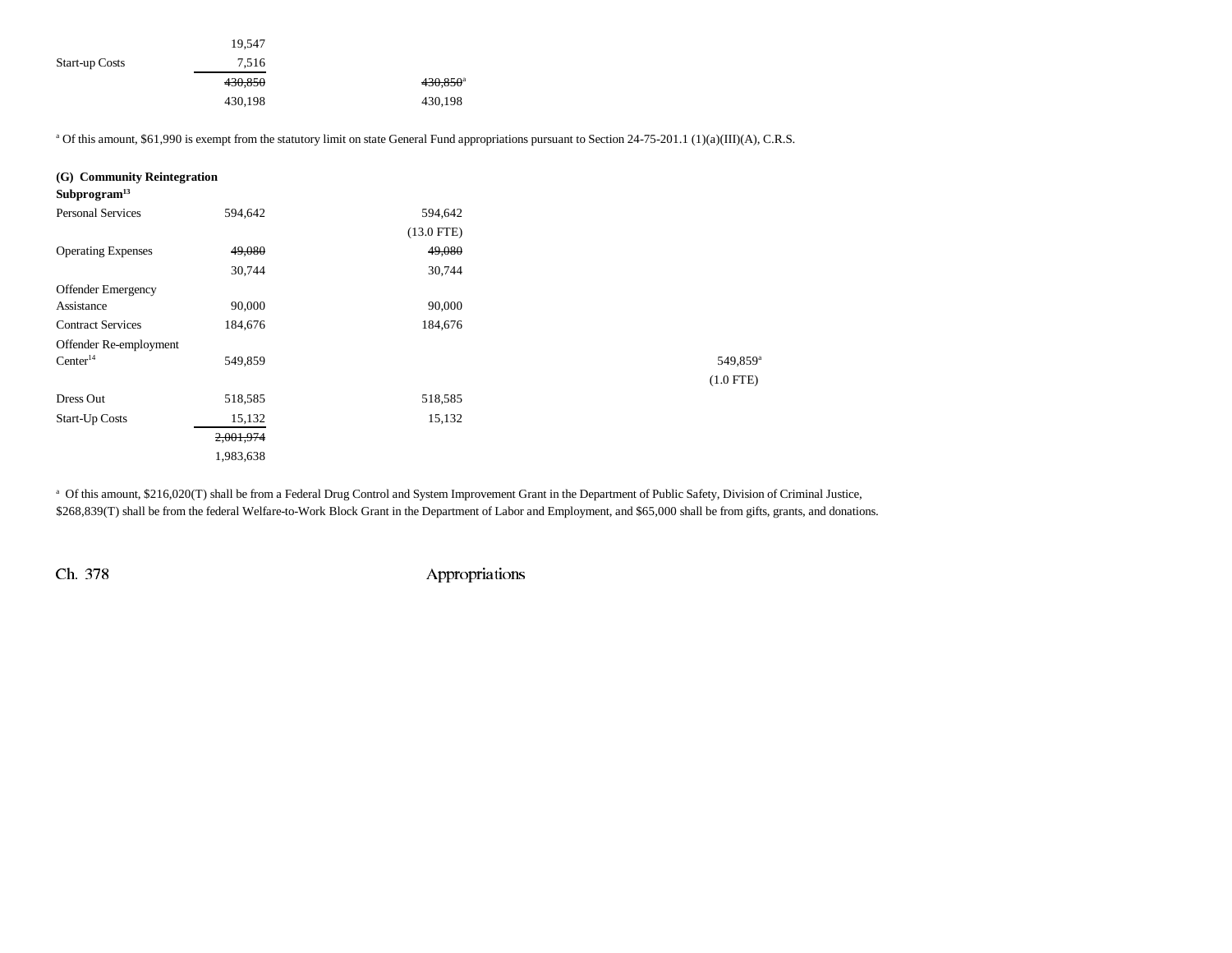| | | | | |
|---|---|---|---|---|
| | 19,547 | | | |
| Start-up Costs | 7,516 | | | |
| | ~~430,850~~ | ~~430,850~~[a] | | |
| | 430,198 | 430,198 | | |

[a] Of this amount, $61,990 is exempt from the statutory limit on state General Fund appropriations pursuant to Section 24-75-201.1 (1)(a)(III)(A), C.R.S.

**(G) Community Reintegration Subprogram**[13]

| | | | | |
|---|---|---|---|---|
| Personal Services | 594,642 | 594,642 | | |
| | | (13.0 FTE) | | |
| Operating Expenses | ~~49,080~~ | ~~49,080~~ | | |
| | 30,744 | 30,744 | | |
| Offender Emergency Assistance | 90,000 | 90,000 | | |
| Contract Services | 184,676 | 184,676 | | |
| Offender Re-employment Center[14] | 549,859 | | | 549,859[a] |
| | | | | (1.0 FTE) |
| Dress Out | 518,585 | 518,585 | | |
| Start-Up Costs | 15,132 | 15,132 | | |
| | ~~2,001,974~~ | | | |
| | 1,983,638 | | | |

[a] Of this amount, $216,020(T) shall be from a Federal Drug Control and System Improvement Grant in the Department of Public Safety, Division of Criminal Justice, $268,839(T) shall be from the federal Welfare-to-Work Block Grant in the Department of Labor and Employment, and $65,000 shall be from gifts, grants, and donations.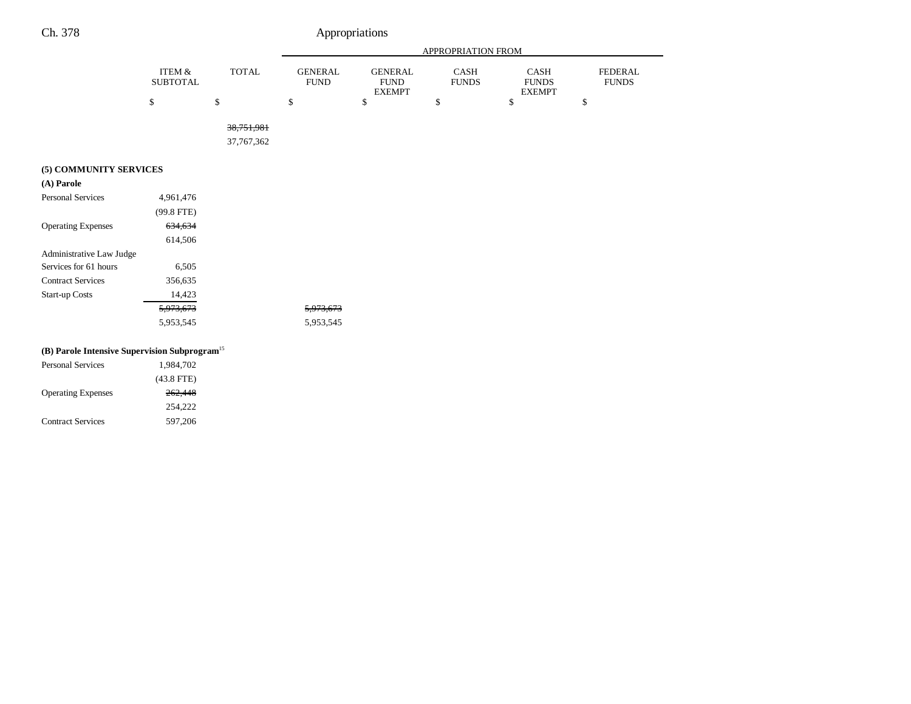| | ITEM & SUBTOTAL | TOTAL | APPROPRIATION FROM GENERAL FUND | GENERAL FUND EXEMPT | CASH FUNDS | CASH FUNDS EXEMPT | FEDERAL FUNDS |
|---|---|---|---|---|---|---|---|
| | $ | $ | $ | $ | $ | $ | $ |
| | | ~~38,751,981~~ | | | | | |
| | | 37,767,362 | | | | | |
| **(5) COMMUNITY SERVICES** | | | | | | | |
| **(A) Parole** | | | | | | | |
| Personal Services | 4,961,476 | | | | | | |
| | (99.8 FTE) | | | | | | |
| Operating Expenses | ~~634,634~~ | | | | | | |
| | 614,506 | | | | | | |
| Administrative Law Judge Services for 61 hours | 6,505 | | | | | | |
| Contract Services | 356,635 | | | | | | |
| Start-up Costs | 14,423 | | | | | | |
| | ~~5,973,673~~ | | ~~5,973,673~~ | | | | |
| | 5,953,545 | | 5,953,545 | | | | |
| **(B) Parole Intensive Supervision Subprogram**[15] | | | | | | | |
| Personal Services | 1,984,702 | | | | | | |
| | (43.8 FTE) | | | | | | |
| Operating Expenses | ~~262,448~~ | | | | | | |
| | 254,222 | | | | | | |
| Contract Services | 597,206 | | | | | | |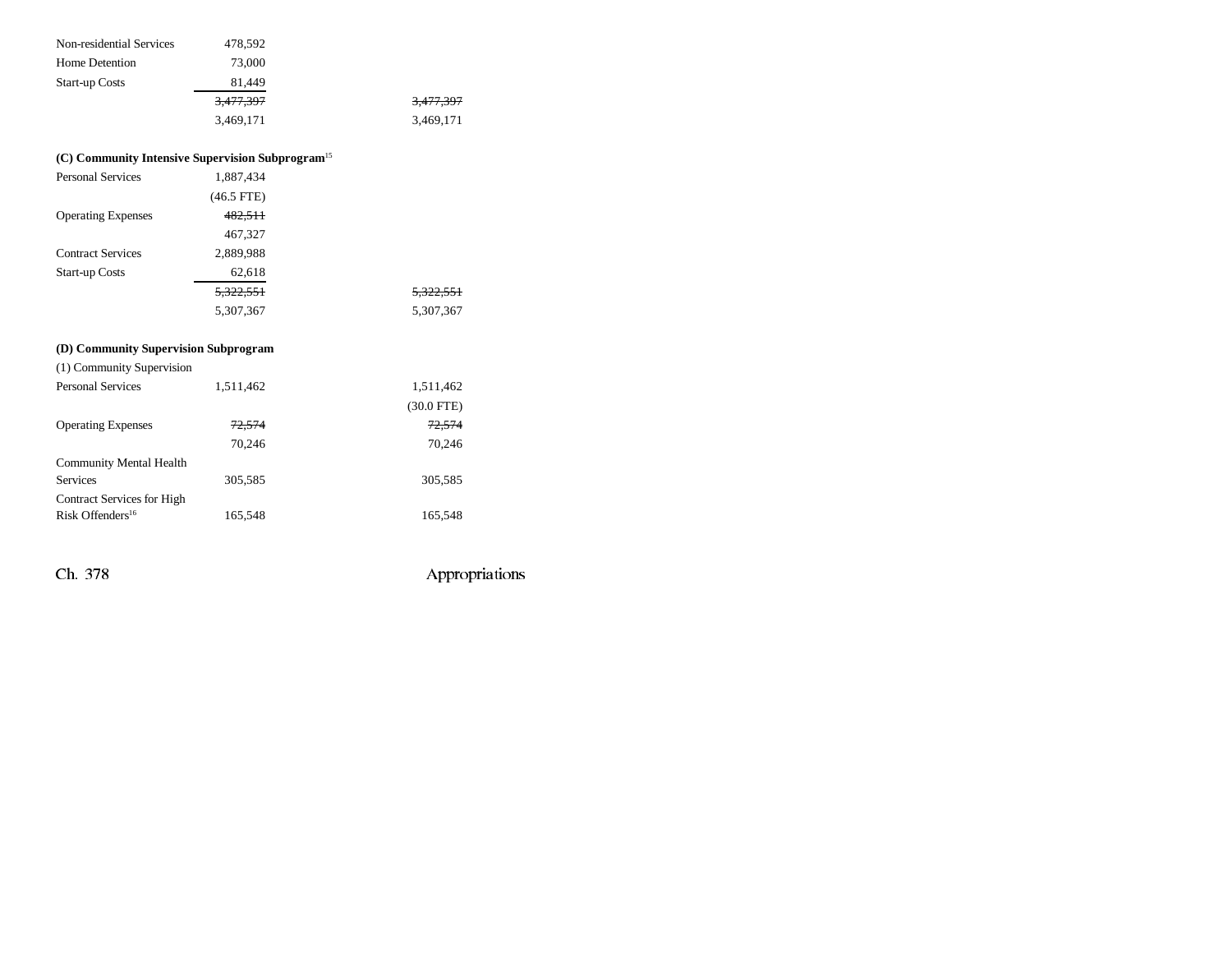| | | |
|---|---|---|
| Non-residential Services | 478,592 | |
| Home Detention | 73,000 | |
| Start-up Costs | 81,449 | |
| | ~~3,477,397~~ | ~~3,477,397~~ |
| | 3,469,171 | 3,469,171 |

**(C) Community Intensive Supervision Subprogram**[15]

| | | |
|---|---|---|
| Personal Services | 1,887,434 | |
| | (46.5 FTE) | |
| Operating Expenses | ~~482,511~~ | |
| | 467,327 | |
| Contract Services | 2,889,988 | |
| Start-up Costs | 62,618 | |
| | ~~5,322,551~~ | ~~5,322,551~~ |
| | 5,307,367 | 5,307,367 |

**(D) Community Supervision Subprogram**

(1) Community Supervision

| | | |
|---|---|---|
| Personal Services | 1,511,462 | 1,511,462 |
| | | (30.0 FTE) |
| Operating Expenses | ~~72,574~~ | ~~72,574~~ |
| | 70,246 | 70,246 |
| Community Mental Health Services | 305,585 | 305,585 |
| Contract Services for High Risk Offenders[16] | 165,548 | 165,548 |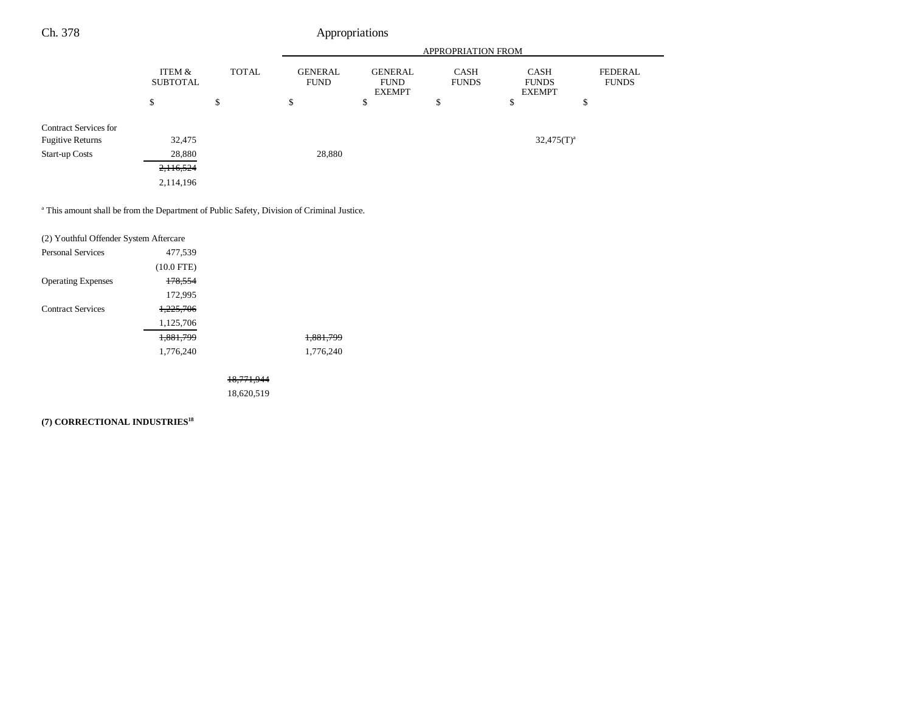| | ITEM & SUBTOTAL | TOTAL | APPROPRIATION FROM GENERAL FUND | GENERAL FUND EXEMPT | CASH FUNDS | CASH FUNDS EXEMPT | FEDERAL FUNDS |
|---|---|---|---|---|---|---|---|
| | $ | $ | $ | $ | $ | $ | $ |
| Contract Services for Fugitive Returns | 32,475 | | | | | 32,475(T)[a] | |
| Start-up Costs | 28,880 | | 28,880 | | | | |
| | ~~2,116,524~~ 2,114,196 | | | | | | |

[a] This amount shall be from the Department of Public Safety, Division of Criminal Justice.

| | ITEM & SUBTOTAL | TOTAL | GENERAL FUND | GENERAL FUND EXEMPT | CASH FUNDS | CASH FUNDS EXEMPT | FEDERAL FUNDS |
|---|---|---|---|---|---|---|---|
| (2) Youthful Offender System Aftercare | | | | | | | |
| Personal Services | 477,539 (10.0 FTE) | | | | | | |
| Operating Expenses | ~~178,554~~ 172,995 | | | | | | |
| Contract Services | ~~1,225,706~~ 1,125,706 | | | | | | |
| | ~~1,881,799~~ 1,776,240 | | ~~1,881,799~~ 1,776,240 | | | | |
| | | ~~18,771,944~~ 18,620,519 | | | | | |

**(7) CORRECTIONAL INDUSTRIES[18]**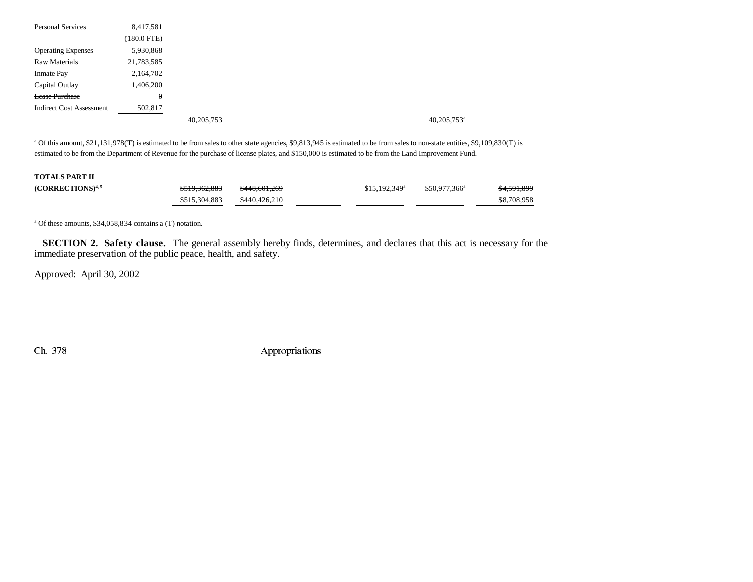| | | | | | | |
|---|---|---|---|---|---|---|
| Personal Services | 8,417,581 | | | | | |
| | (180.0 FTE) | | | | | |
| Operating Expenses | 5,930,868 | | | | | |
| Raw Materials | 21,783,585 | | | | | |
| Inmate Pay | 2,164,702 | | | | | |
| Capital Outlay | 1,406,200 | | | | | |
| ~~Lease Purchase~~ | ~~0~~ | | | | | |
| Indirect Cost Assessment | 502,817 | | | | | |
| | | 40,205,753 | | | | 40,205,753[a] |

[a] Of this amount, $21,131,978(T) is estimated to be from sales to other state agencies, $9,813,945 is estimated to be from sales to non-state entities, $9,109,830(T) is estimated to be from the Department of Revenue for the purchase of license plates, and $150,000 is estimated to be from the Land Improvement Fund.

| | | | | | | |
|---|---|---|---|---|---|---|
| **TOTALS PART II (CORRECTIONS)**[4, 5] | ~~$519,362,883~~ | ~~$448,601,269~~ | | $15,192,349[a] | $50,977,366[a] | ~~$4,591,899~~ |
| | $515,304,883 | $440,426,210 | | | | $8,708,958 |

[a] Of these amounts, $34,058,834 contains a (T) notation.

**SECTION 2. Safety clause.** The general assembly hereby finds, determines, and declares that this act is necessary for the immediate preservation of the public peace, health, and safety.

Approved: April 30, 2002